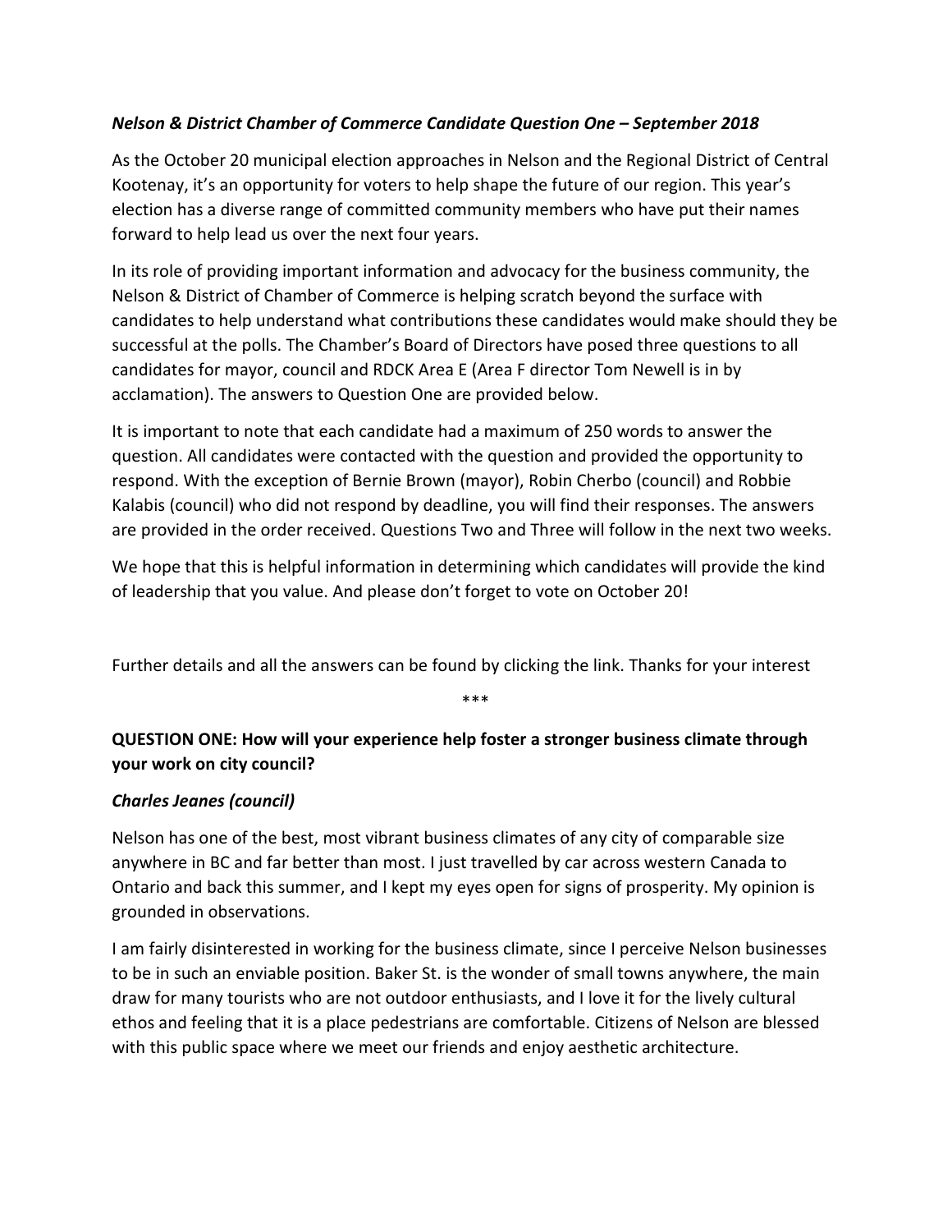***Nelson & District Chamber of Commerce Candidate Question One – September 2018***

As the October 20 municipal election approaches in Nelson and the Regional District of Central Kootenay, it's an opportunity for voters to help shape the future of our region. This year's election has a diverse range of committed community members who have put their names forward to help lead us over the next four years.

In its role of providing important information and advocacy for the business community, the Nelson & District of Chamber of Commerce is helping scratch beyond the surface with candidates to help understand what contributions these candidates would make should they be successful at the polls. The Chamber's Board of Directors have posed three questions to all candidates for mayor, council and RDCK Area E (Area F director Tom Newell is in by acclamation). The answers to Question One are provided below.

It is important to note that each candidate had a maximum of 250 words to answer the question. All candidates were contacted with the question and provided the opportunity to respond. With the exception of Bernie Brown (mayor), Robin Cherbo (council) and Robbie Kalabis (council) who did not respond by deadline, you will find their responses. The answers are provided in the order received. Questions Two and Three will follow in the next two weeks.

We hope that this is helpful information in determining which candidates will provide the kind of leadership that you value. And please don't forget to vote on October 20!

Further details and all the answers can be found by clicking the link. Thanks for your interest

***

**QUESTION ONE: How will your experience help foster a stronger business climate through your work on city council?**

***Charles Jeanes (council)***

Nelson has one of the best, most vibrant business climates of any city of comparable size anywhere in BC and far better than most. I just travelled by car across western Canada to Ontario and back this summer, and I kept my eyes open for signs of prosperity. My opinion is grounded in observations.

I am fairly disinterested in working for the business climate, since I perceive Nelson businesses to be in such an enviable position. Baker St. is the wonder of small towns anywhere, the main draw for many tourists who are not outdoor enthusiasts, and I love it for the lively cultural ethos and feeling that it is a place pedestrians are comfortable. Citizens of Nelson are blessed with this public space where we meet our friends and enjoy aesthetic architecture.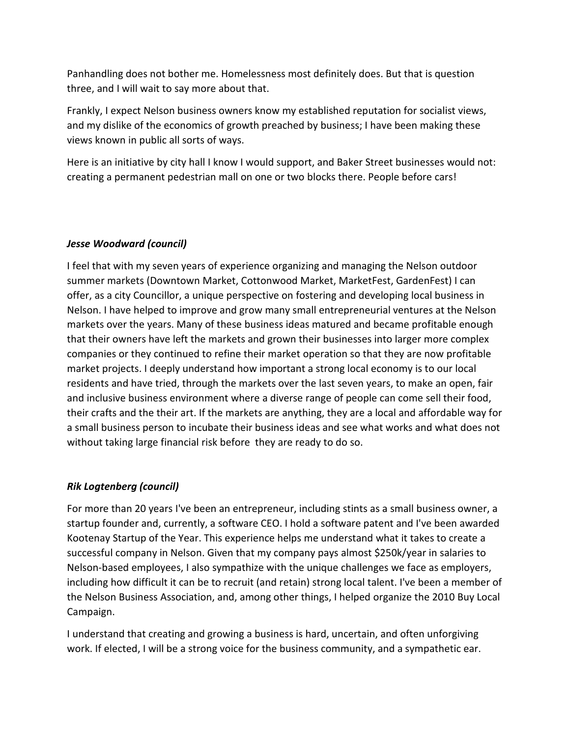Panhandling does not bother me. Homelessness most definitely does. But that is question three, and I will wait to say more about that.

Frankly, I expect Nelson business owners know my established reputation for socialist views, and my dislike of the economics of growth preached by business; I have been making these views known in public all sorts of ways.

Here is an initiative by city hall I know I would support, and Baker Street businesses would not: creating a permanent pedestrian mall on one or two blocks there. People before cars!

***Jesse Woodward (council)***

I feel that with my seven years of experience organizing and managing the Nelson outdoor summer markets (Downtown Market, Cottonwood Market, MarketFest, GardenFest) I can offer, as a city Councillor, a unique perspective on fostering and developing local business in Nelson. I have helped to improve and grow many small entrepreneurial ventures at the Nelson markets over the years. Many of these business ideas matured and became profitable enough that their owners have left the markets and grown their businesses into larger more complex companies or they continued to refine their market operation so that they are now profitable market projects. I deeply understand how important a strong local economy is to our local residents and have tried, through the markets over the last seven years, to make an open, fair and inclusive business environment where a diverse range of people can come sell their food, their crafts and the their art. If the markets are anything, they are a local and affordable way for a small business person to incubate their business ideas and see what works and what does not without taking large financial risk before they are ready to do so.

***Rik Logtenberg (council)***

For more than 20 years I've been an entrepreneur, including stints as a small business owner, a startup founder and, currently, a software CEO. I hold a software patent and I've been awarded Kootenay Startup of the Year. This experience helps me understand what it takes to create a successful company in Nelson. Given that my company pays almost $250k/year in salaries to Nelson-based employees, I also sympathize with the unique challenges we face as employers, including how difficult it can be to recruit (and retain) strong local talent. I've been a member of the Nelson Business Association, and, among other things, I helped organize the 2010 Buy Local Campaign.

I understand that creating and growing a business is hard, uncertain, and often unforgiving work. If elected, I will be a strong voice for the business community, and a sympathetic ear.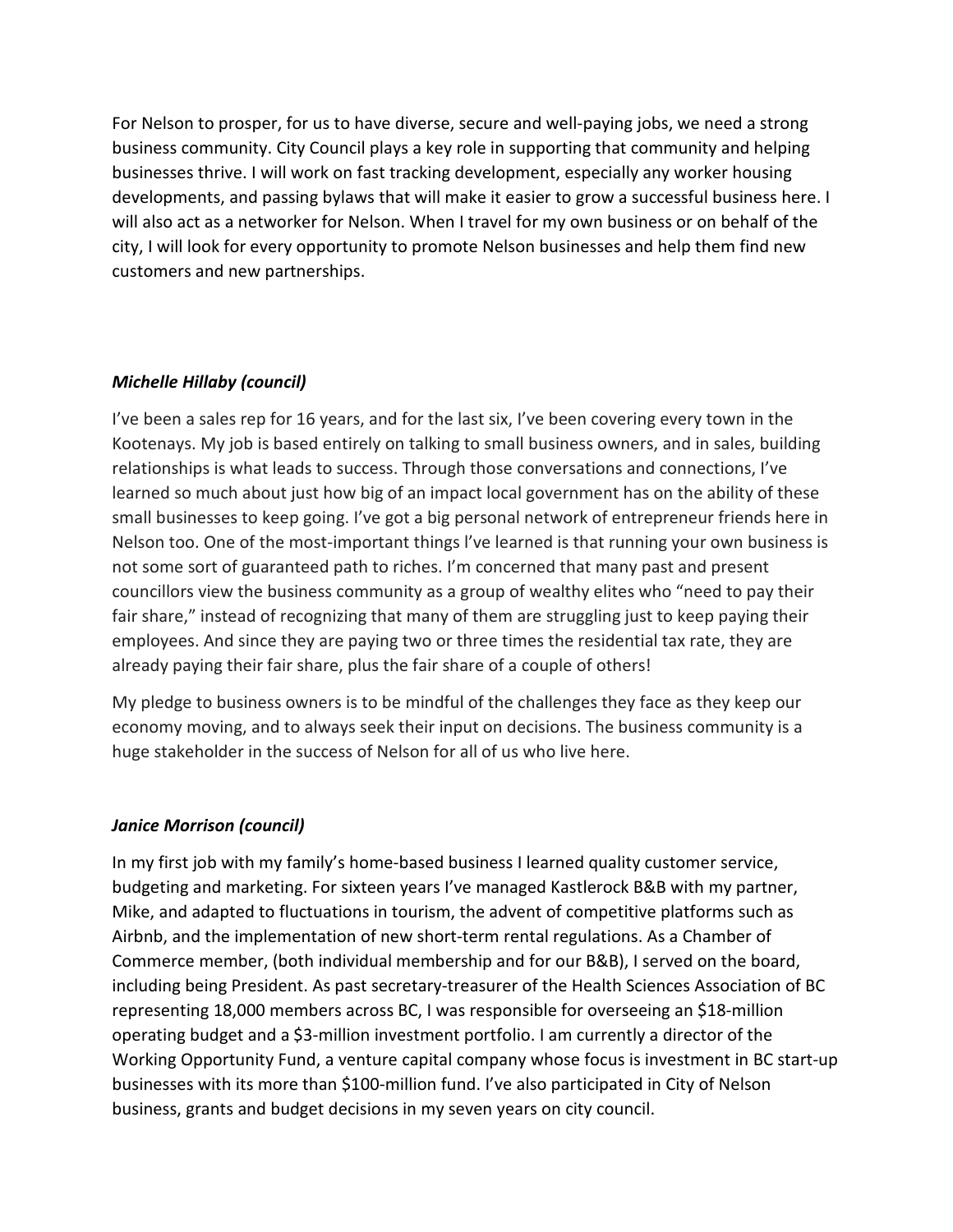For Nelson to prosper, for us to have diverse, secure and well-paying jobs, we need a strong business community. City Council plays a key role in supporting that community and helping businesses thrive. I will work on fast tracking development, especially any worker housing developments, and passing bylaws that will make it easier to grow a successful business here. I will also act as a networker for Nelson. When I travel for my own business or on behalf of the city, I will look for every opportunity to promote Nelson businesses and help them find new customers and new partnerships.

***Michelle Hillaby (council)***

I've been a sales rep for 16 years, and for the last six, I've been covering every town in the Kootenays. My job is based entirely on talking to small business owners, and in sales, building relationships is what leads to success. Through those conversations and connections, I've learned so much about just how big of an impact local government has on the ability of these small businesses to keep going. I've got a big personal network of entrepreneur friends here in Nelson too. One of the most-important things I've learned is that running your own business is not some sort of guaranteed path to riches. I'm concerned that many past and present councillors view the business community as a group of wealthy elites who "need to pay their fair share," instead of recognizing that many of them are struggling just to keep paying their employees. And since they are paying two or three times the residential tax rate, they are already paying their fair share, plus the fair share of a couple of others!

My pledge to business owners is to be mindful of the challenges they face as they keep our economy moving, and to always seek their input on decisions. The business community is a huge stakeholder in the success of Nelson for all of us who live here.

***Janice Morrison (council)***

In my first job with my family's home-based business I learned quality customer service, budgeting and marketing. For sixteen years I've managed Kastlerock B&B with my partner, Mike, and adapted to fluctuations in tourism, the advent of competitive platforms such as Airbnb, and the implementation of new short-term rental regulations. As a Chamber of Commerce member, (both individual membership and for our B&B), I served on the board, including being President. As past secretary-treasurer of the Health Sciences Association of BC representing 18,000 members across BC, I was responsible for overseeing an $18-million operating budget and a $3-million investment portfolio. I am currently a director of the Working Opportunity Fund, a venture capital company whose focus is investment in BC start-up businesses with its more than $100-million fund. I've also participated in City of Nelson business, grants and budget decisions in my seven years on city council.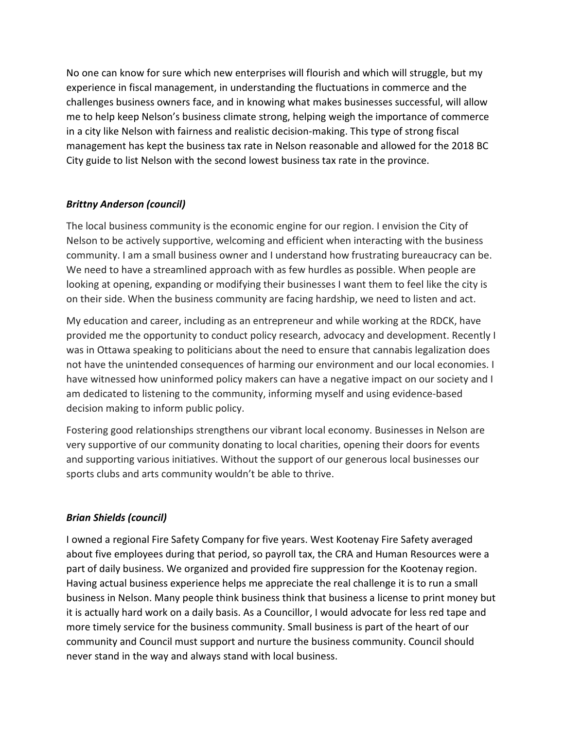No one can know for sure which new enterprises will flourish and which will struggle, but my experience in fiscal management, in understanding the fluctuations in commerce and the challenges business owners face, and in knowing what makes businesses successful, will allow me to help keep Nelson's business climate strong, helping weigh the importance of commerce in a city like Nelson with fairness and realistic decision-making. This type of strong fiscal management has kept the business tax rate in Nelson reasonable and allowed for the 2018 BC City guide to list Nelson with the second lowest business tax rate in the province.

### *Brittny Anderson (council)*

The local business community is the economic engine for our region. I envision the City of Nelson to be actively supportive, welcoming and efficient when interacting with the business community. I am a small business owner and I understand how frustrating bureaucracy can be. We need to have a streamlined approach with as few hurdles as possible. When people are looking at opening, expanding or modifying their businesses I want them to feel like the city is on their side. When the business community are facing hardship, we need to listen and act.

My education and career, including as an entrepreneur and while working at the RDCK, have provided me the opportunity to conduct policy research, advocacy and development. Recently I was in Ottawa speaking to politicians about the need to ensure that cannabis legalization does not have the unintended consequences of harming our environment and our local economies. I have witnessed how uninformed policy makers can have a negative impact on our society and I am dedicated to listening to the community, informing myself and using evidence-based decision making to inform public policy.

Fostering good relationships strengthens our vibrant local economy. Businesses in Nelson are very supportive of our community donating to local charities, opening their doors for events and supporting various initiatives. Without the support of our generous local businesses our sports clubs and arts community wouldn't be able to thrive.

### *Brian Shields (council)*

I owned a regional Fire Safety Company for five years. West Kootenay Fire Safety averaged about five employees during that period, so payroll tax, the CRA and Human Resources were a part of daily business. We organized and provided fire suppression for the Kootenay region. Having actual business experience helps me appreciate the real challenge it is to run a small business in Nelson. Many people think business think that business a license to print money but it is actually hard work on a daily basis. As a Councillor, I would advocate for less red tape and more timely service for the business community. Small business is part of the heart of our community and Council must support and nurture the business community. Council should never stand in the way and always stand with local business.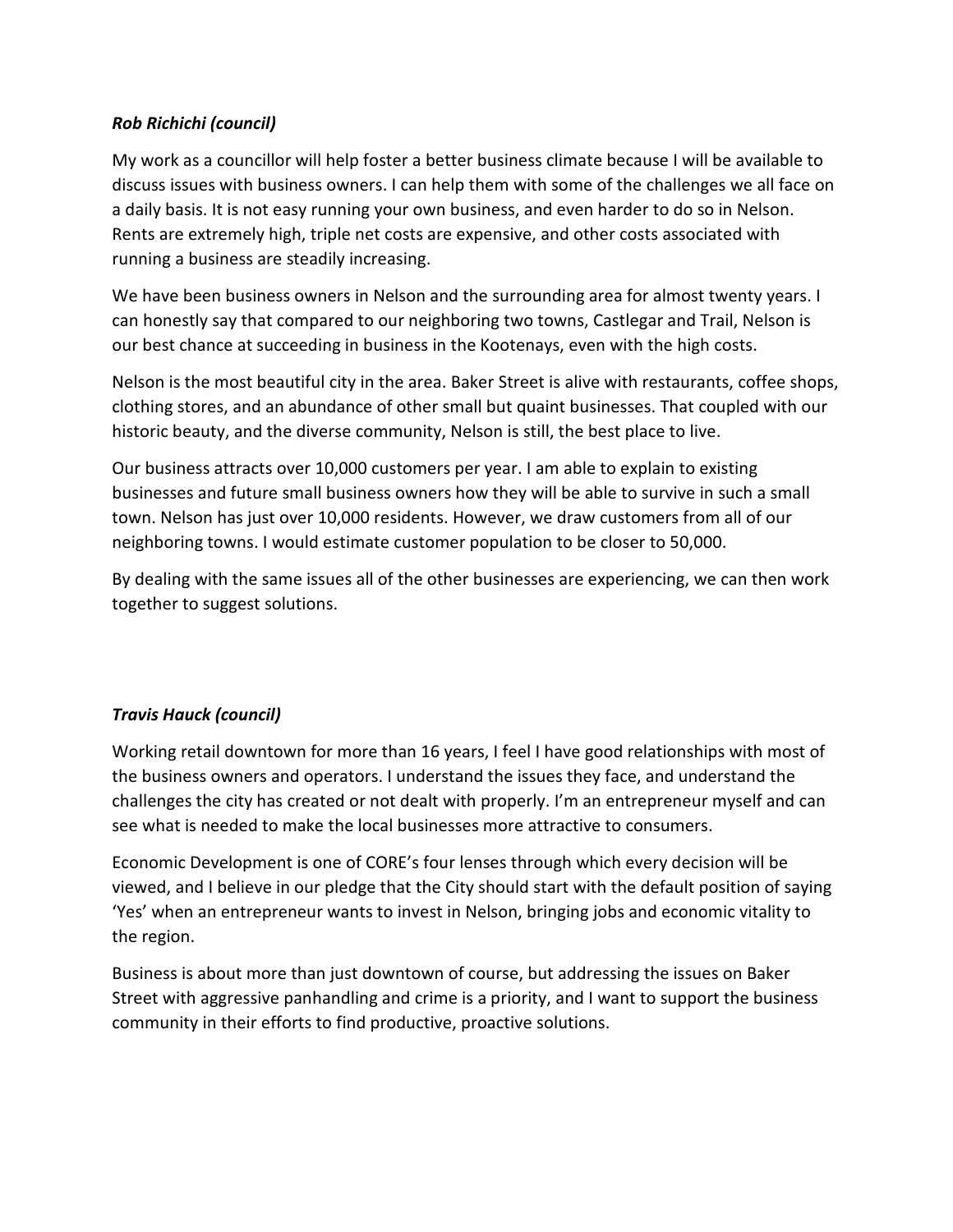***Rob Richichi (council)***

My work as a councillor will help foster a better business climate because I will be available to discuss issues with business owners. I can help them with some of the challenges we all face on a daily basis. It is not easy running your own business, and even harder to do so in Nelson. Rents are extremely high, triple net costs are expensive, and other costs associated with running a business are steadily increasing.

We have been business owners in Nelson and the surrounding area for almost twenty years. I can honestly say that compared to our neighboring two towns, Castlegar and Trail, Nelson is our best chance at succeeding in business in the Kootenays, even with the high costs.

Nelson is the most beautiful city in the area. Baker Street is alive with restaurants, coffee shops, clothing stores, and an abundance of other small but quaint businesses. That coupled with our historic beauty, and the diverse community, Nelson is still, the best place to live.

Our business attracts over 10,000 customers per year. I am able to explain to existing businesses and future small business owners how they will be able to survive in such a small town. Nelson has just over 10,000 residents. However, we draw customers from all of our neighboring towns. I would estimate customer population to be closer to 50,000.

By dealing with the same issues all of the other businesses are experiencing, we can then work together to suggest solutions.

***Travis Hauck (council)***

Working retail downtown for more than 16 years, I feel I have good relationships with most of the business owners and operators. I understand the issues they face, and understand the challenges the city has created or not dealt with properly. I'm an entrepreneur myself and can see what is needed to make the local businesses more attractive to consumers.

Economic Development is one of CORE's four lenses through which every decision will be viewed, and I believe in our pledge that the City should start with the default position of saying 'Yes' when an entrepreneur wants to invest in Nelson, bringing jobs and economic vitality to the region.

Business is about more than just downtown of course, but addressing the issues on Baker Street with aggressive panhandling and crime is a priority, and I want to support the business community in their efforts to find productive, proactive solutions.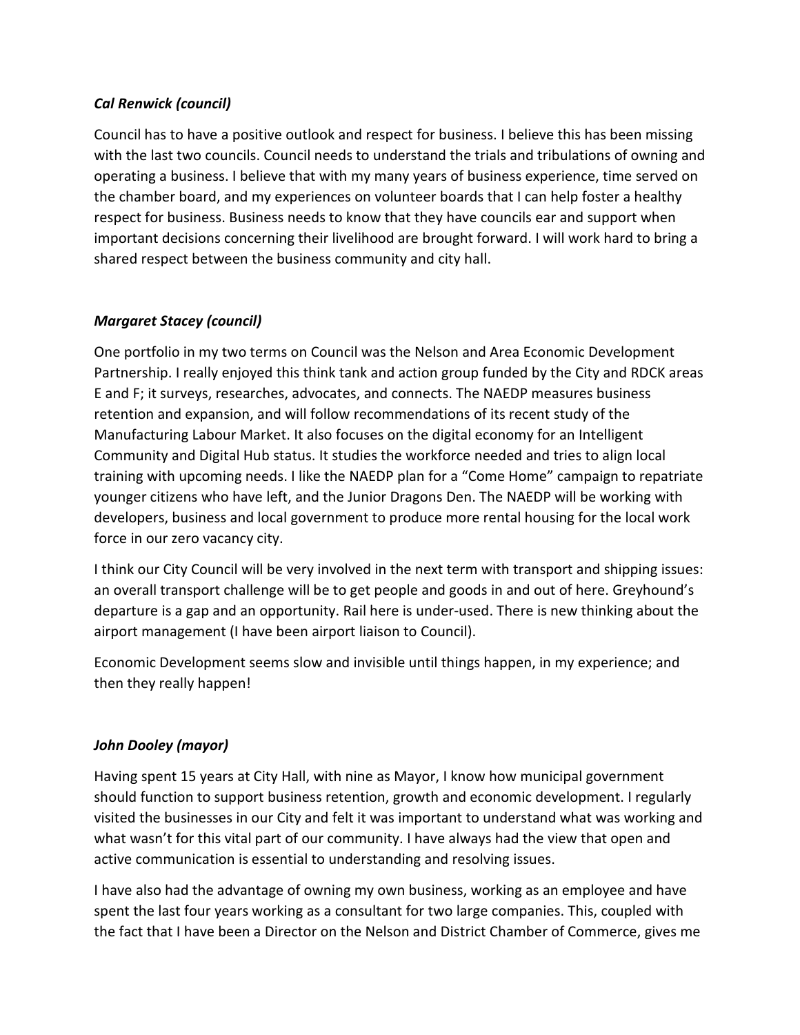***Cal Renwick (council)***

Council has to have a positive outlook and respect for business. I believe this has been missing with the last two councils. Council needs to understand the trials and tribulations of owning and operating a business. I believe that with my many years of business experience, time served on the chamber board, and my experiences on volunteer boards that I can help foster a healthy respect for business. Business needs to know that they have councils ear and support when important decisions concerning their livelihood are brought forward. I will work hard to bring a shared respect between the business community and city hall.

***Margaret Stacey (council)***

One portfolio in my two terms on Council was the Nelson and Area Economic Development Partnership. I really enjoyed this think tank and action group funded by the City and RDCK areas E and F; it surveys, researches, advocates, and connects. The NAEDP measures business retention and expansion, and will follow recommendations of its recent study of the Manufacturing Labour Market. It also focuses on the digital economy for an Intelligent Community and Digital Hub status. It studies the workforce needed and tries to align local training with upcoming needs. I like the NAEDP plan for a "Come Home" campaign to repatriate younger citizens who have left, and the Junior Dragons Den. The NAEDP will be working with developers, business and local government to produce more rental housing for the local work force in our zero vacancy city.

I think our City Council will be very involved in the next term with transport and shipping issues: an overall transport challenge will be to get people and goods in and out of here. Greyhound's departure is a gap and an opportunity. Rail here is under-used. There is new thinking about the airport management (I have been airport liaison to Council).

Economic Development seems slow and invisible until things happen, in my experience; and then they really happen!

***John Dooley (mayor)***

Having spent 15 years at City Hall, with nine as Mayor, I know how municipal government should function to support business retention, growth and economic development. I regularly visited the businesses in our City and felt it was important to understand what was working and what wasn't for this vital part of our community. I have always had the view that open and active communication is essential to understanding and resolving issues.

I have also had the advantage of owning my own business, working as an employee and have spent the last four years working as a consultant for two large companies. This, coupled with the fact that I have been a Director on the Nelson and District Chamber of Commerce, gives me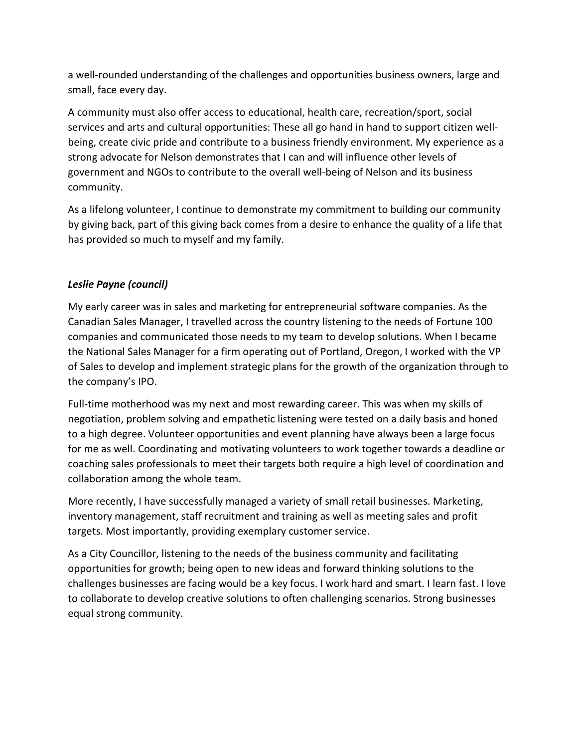a well-rounded understanding of the challenges and opportunities business owners, large and small, face every day.

A community must also offer access to educational, health care, recreation/sport, social services and arts and cultural opportunities: These all go hand in hand to support citizen well-being, create civic pride and contribute to a business friendly environment. My experience as a strong advocate for Nelson demonstrates that I can and will influence other levels of government and NGOs to contribute to the overall well-being of Nelson and its business community.

As a lifelong volunteer, I continue to demonstrate my commitment to building our community by giving back, part of this giving back comes from a desire to enhance the quality of a life that has provided so much to myself and my family.

***Leslie Payne (council)***

My early career was in sales and marketing for entrepreneurial software companies. As the Canadian Sales Manager, I travelled across the country listening to the needs of Fortune 100 companies and communicated those needs to my team to develop solutions. When I became the National Sales Manager for a firm operating out of Portland, Oregon, I worked with the VP of Sales to develop and implement strategic plans for the growth of the organization through to the company's IPO.

Full-time motherhood was my next and most rewarding career. This was when my skills of negotiation, problem solving and empathetic listening were tested on a daily basis and honed to a high degree. Volunteer opportunities and event planning have always been a large focus for me as well. Coordinating and motivating volunteers to work together towards a deadline or coaching sales professionals to meet their targets both require a high level of coordination and collaboration among the whole team.

More recently, I have successfully managed a variety of small retail businesses. Marketing, inventory management, staff recruitment and training as well as meeting sales and profit targets. Most importantly, providing exemplary customer service.

As a City Councillor, listening to the needs of the business community and facilitating opportunities for growth; being open to new ideas and forward thinking solutions to the challenges businesses are facing would be a key focus. I work hard and smart. I learn fast. I love to collaborate to develop creative solutions to often challenging scenarios. Strong businesses equal strong community.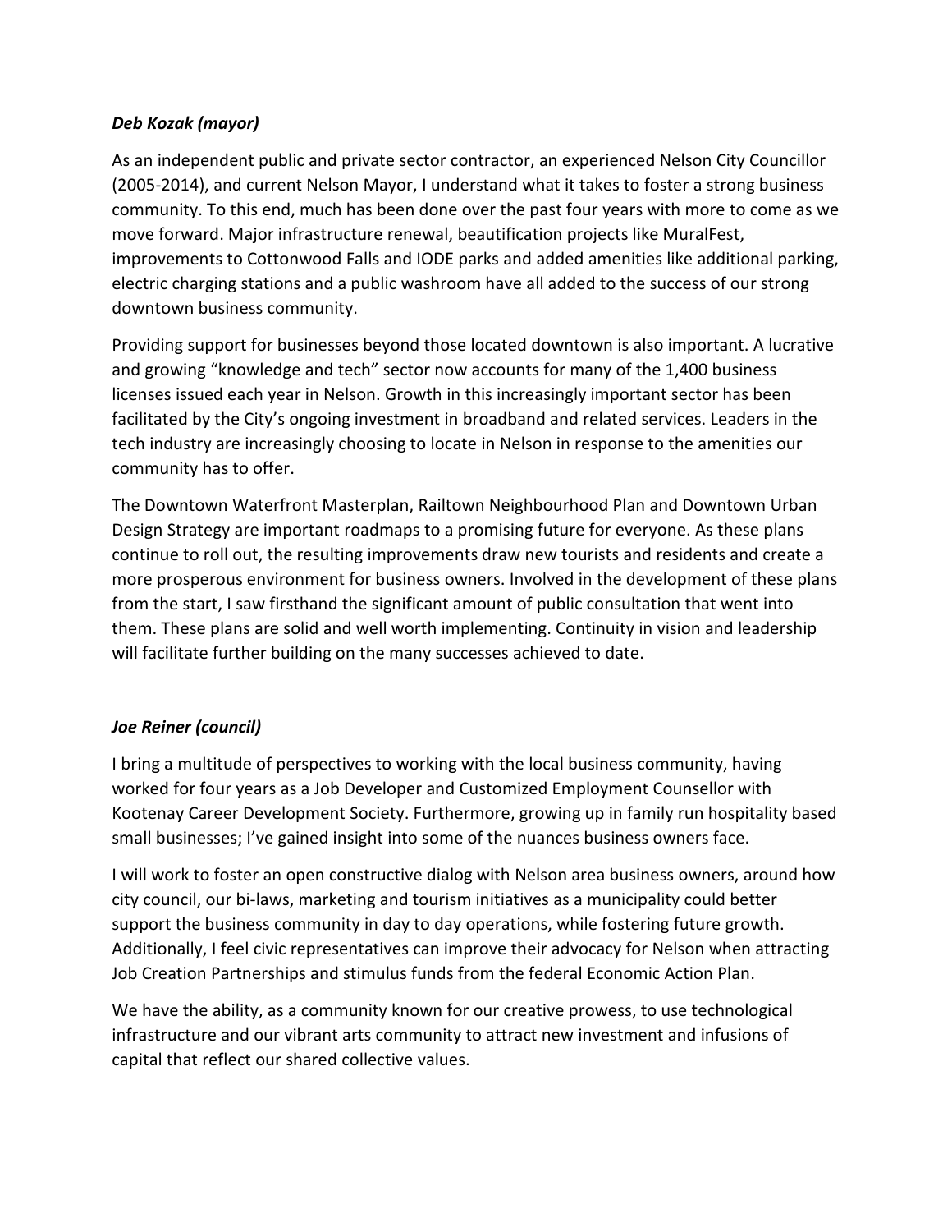***Deb Kozak (mayor)***

As an independent public and private sector contractor, an experienced Nelson City Councillor (2005-2014), and current Nelson Mayor, I understand what it takes to foster a strong business community. To this end, much has been done over the past four years with more to come as we move forward. Major infrastructure renewal, beautification projects like MuralFest, improvements to Cottonwood Falls and IODE parks and added amenities like additional parking, electric charging stations and a public washroom have all added to the success of our strong downtown business community.

Providing support for businesses beyond those located downtown is also important. A lucrative and growing "knowledge and tech" sector now accounts for many of the 1,400 business licenses issued each year in Nelson. Growth in this increasingly important sector has been facilitated by the City's ongoing investment in broadband and related services. Leaders in the tech industry are increasingly choosing to locate in Nelson in response to the amenities our community has to offer.

The Downtown Waterfront Masterplan, Railtown Neighbourhood Plan and Downtown Urban Design Strategy are important roadmaps to a promising future for everyone. As these plans continue to roll out, the resulting improvements draw new tourists and residents and create a more prosperous environment for business owners. Involved in the development of these plans from the start, I saw firsthand the significant amount of public consultation that went into them. These plans are solid and well worth implementing. Continuity in vision and leadership will facilitate further building on the many successes achieved to date.

***Joe Reiner (council)***

I bring a multitude of perspectives to working with the local business community, having worked for four years as a Job Developer and Customized Employment Counsellor with Kootenay Career Development Society. Furthermore, growing up in family run hospitality based small businesses; I've gained insight into some of the nuances business owners face.

I will work to foster an open constructive dialog with Nelson area business owners, around how city council, our bi-laws, marketing and tourism initiatives as a municipality could better support the business community in day to day operations, while fostering future growth. Additionally, I feel civic representatives can improve their advocacy for Nelson when attracting Job Creation Partnerships and stimulus funds from the federal Economic Action Plan.

We have the ability, as a community known for our creative prowess, to use technological infrastructure and our vibrant arts community to attract new investment and infusions of capital that reflect our shared collective values.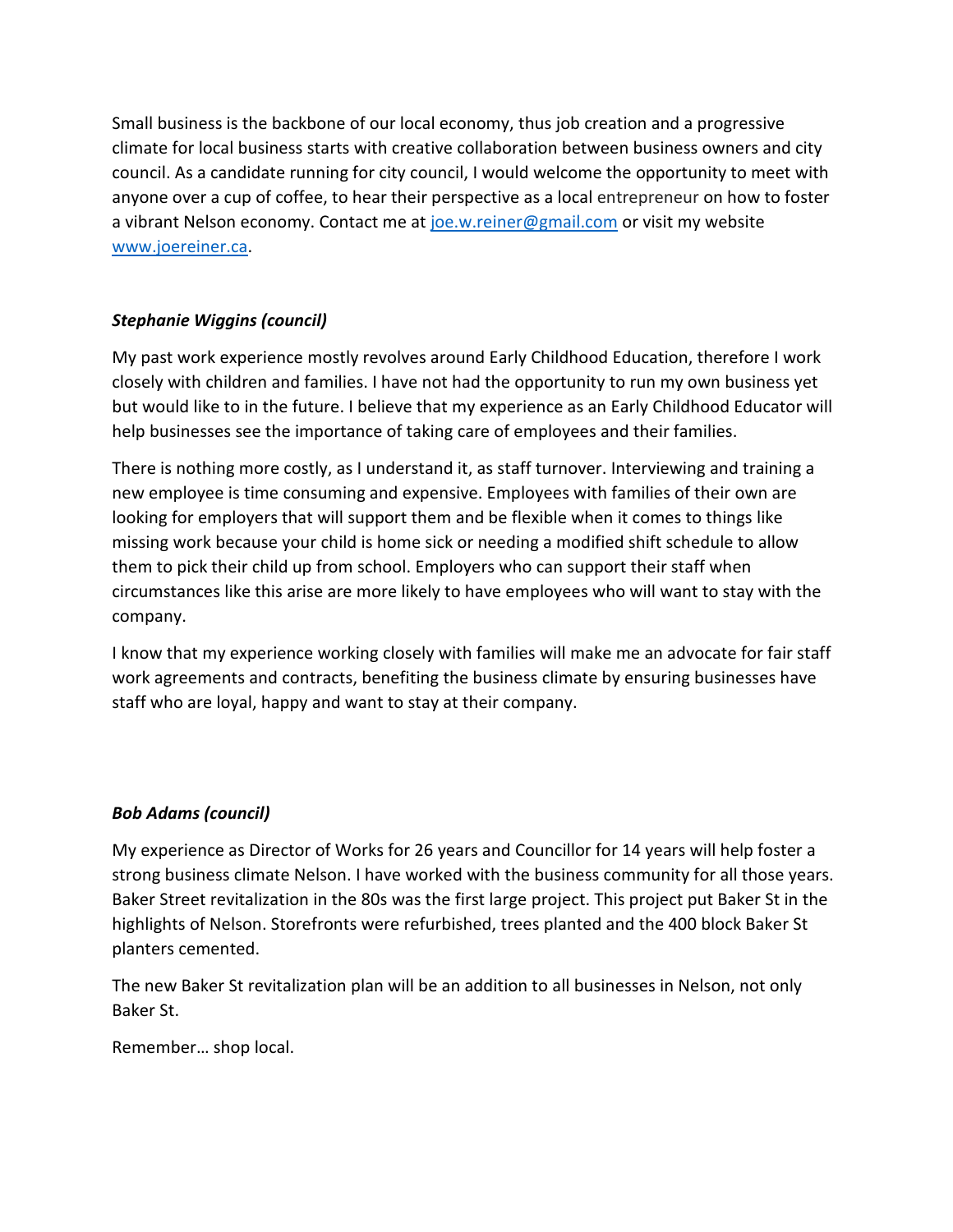Small business is the backbone of our local economy, thus job creation and a progressive climate for local business starts with creative collaboration between business owners and city council. As a candidate running for city council, I would welcome the opportunity to meet with anyone over a cup of coffee, to hear their perspective as a local entrepreneur on how to foster a vibrant Nelson economy. Contact me at [joe.w.reiner@gmail.com](mailto:joe.w.reiner@gmail.com) or visit my website [www.joereiner.ca](http://www.joereiner.ca).

***Stephanie Wiggins (council)***

My past work experience mostly revolves around Early Childhood Education, therefore I work closely with children and families. I have not had the opportunity to run my own business yet but would like to in the future. I believe that my experience as an Early Childhood Educator will help businesses see the importance of taking care of employees and their families.

There is nothing more costly, as I understand it, as staff turnover. Interviewing and training a new employee is time consuming and expensive. Employees with families of their own are looking for employers that will support them and be flexible when it comes to things like missing work because your child is home sick or needing a modified shift schedule to allow them to pick their child up from school. Employers who can support their staff when circumstances like this arise are more likely to have employees who will want to stay with the company.

I know that my experience working closely with families will make me an advocate for fair staff work agreements and contracts, benefiting the business climate by ensuring businesses have staff who are loyal, happy and want to stay at their company.

***Bob Adams (council)***

My experience as Director of Works for 26 years and Councillor for 14 years will help foster a strong business climate Nelson. I have worked with the business community for all those years. Baker Street revitalization in the 80s was the first large project. This project put Baker St in the highlights of Nelson. Storefronts were refurbished, trees planted and the 400 block Baker St planters cemented.

The new Baker St revitalization plan will be an addition to all businesses in Nelson, not only Baker St.

Remember… shop local.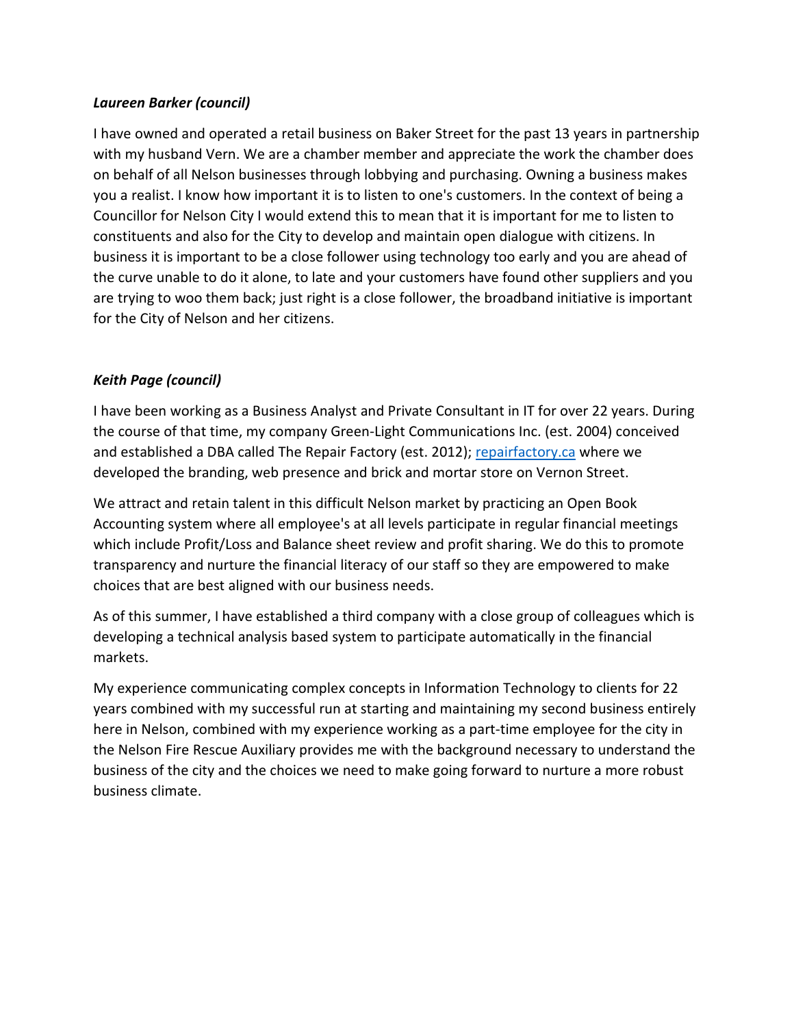***Laureen Barker (council)***

I have owned and operated a retail business on Baker Street for the past 13 years in partnership with my husband Vern. We are a chamber member and appreciate the work the chamber does on behalf of all Nelson businesses through lobbying and purchasing. Owning a business makes you a realist. I know how important it is to listen to one's customers. In the context of being a Councillor for Nelson City I would extend this to mean that it is important for me to listen to constituents and also for the City to develop and maintain open dialogue with citizens. In business it is important to be a close follower using technology too early and you are ahead of the curve unable to do it alone, to late and your customers have found other suppliers and you are trying to woo them back; just right is a close follower, the broadband initiative is important for the City of Nelson and her citizens.

***Keith Page (council)***

I have been working as a Business Analyst and Private Consultant in IT for over 22 years. During the course of that time, my company Green-Light Communications Inc. (est. 2004) conceived and established a DBA called The Repair Factory (est. 2012); [repairfactory.ca](repairfactory.ca) where we developed the branding, web presence and brick and mortar store on Vernon Street.

We attract and retain talent in this difficult Nelson market by practicing an Open Book Accounting system where all employee's at all levels participate in regular financial meetings which include Profit/Loss and Balance sheet review and profit sharing. We do this to promote transparency and nurture the financial literacy of our staff so they are empowered to make choices that are best aligned with our business needs.

As of this summer, I have established a third company with a close group of colleagues which is developing a technical analysis based system to participate automatically in the financial markets.

My experience communicating complex concepts in Information Technology to clients for 22 years combined with my successful run at starting and maintaining my second business entirely here in Nelson, combined with my experience working as a part-time employee for the city in the Nelson Fire Rescue Auxiliary provides me with the background necessary to understand the business of the city and the choices we need to make going forward to nurture a more robust business climate.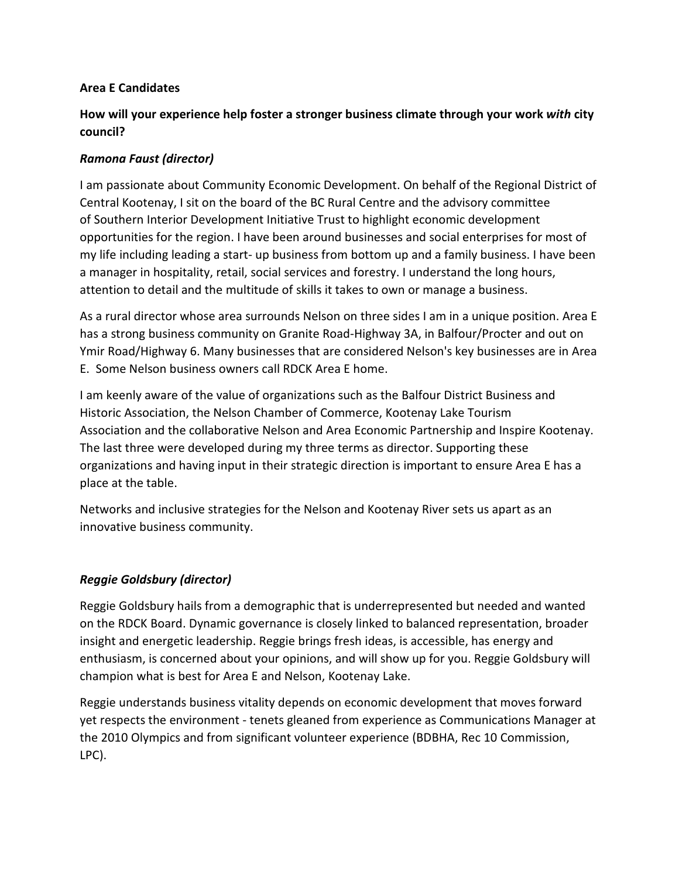**Area E Candidates**

**How will your experience help foster a stronger business climate through your work *with* city council?**

***Ramona Faust (director)***

I am passionate about Community Economic Development. On behalf of the Regional District of Central Kootenay, I sit on the board of the BC Rural Centre and the advisory committee of Southern Interior Development Initiative Trust to highlight economic development opportunities for the region. I have been around businesses and social enterprises for most of my life including leading a start- up business from bottom up and a family business. I have been a manager in hospitality, retail, social services and forestry. I understand the long hours, attention to detail and the multitude of skills it takes to own or manage a business.

As a rural director whose area surrounds Nelson on three sides I am in a unique position. Area E has a strong business community on Granite Road-Highway 3A, in Balfour/Procter and out on Ymir Road/Highway 6. Many businesses that are considered Nelson's key businesses are in Area E. Some Nelson business owners call RDCK Area E home.

I am keenly aware of the value of organizations such as the Balfour District Business and Historic Association, the Nelson Chamber of Commerce, Kootenay Lake Tourism Association and the collaborative Nelson and Area Economic Partnership and Inspire Kootenay. The last three were developed during my three terms as director. Supporting these organizations and having input in their strategic direction is important to ensure Area E has a place at the table.

Networks and inclusive strategies for the Nelson and Kootenay River sets us apart as an innovative business community.

***Reggie Goldsbury (director)***

Reggie Goldsbury hails from a demographic that is underrepresented but needed and wanted on the RDCK Board. Dynamic governance is closely linked to balanced representation, broader insight and energetic leadership. Reggie brings fresh ideas, is accessible, has energy and enthusiasm, is concerned about your opinions, and will show up for you. Reggie Goldsbury will champion what is best for Area E and Nelson, Kootenay Lake.

Reggie understands business vitality depends on economic development that moves forward yet respects the environment - tenets gleaned from experience as Communications Manager at the 2010 Olympics and from significant volunteer experience (BDBHA, Rec 10 Commission, LPC).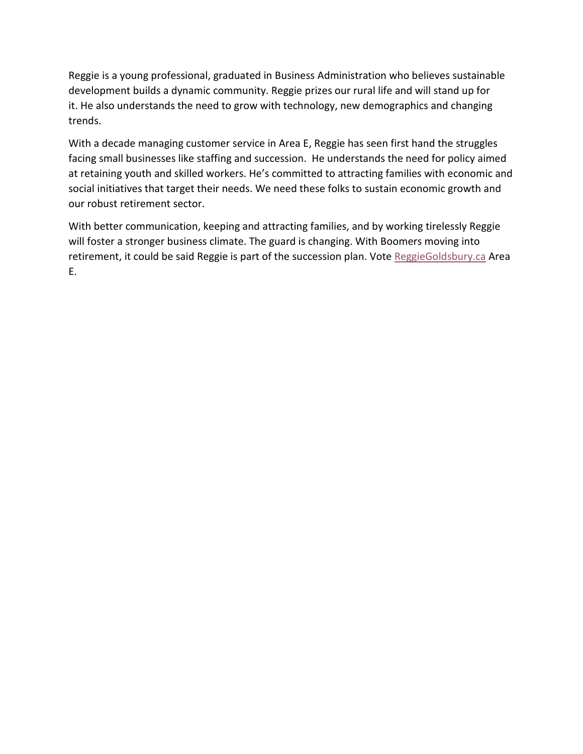Reggie is a young professional, graduated in Business Administration who believes sustainable development builds a dynamic community. Reggie prizes our rural life and will stand up for it. He also understands the need to grow with technology, new demographics and changing trends.

With a decade managing customer service in Area E, Reggie has seen first hand the struggles facing small businesses like staffing and succession. He understands the need for policy aimed at retaining youth and skilled workers. He's committed to attracting families with economic and social initiatives that target their needs. We need these folks to sustain economic growth and our robust retirement sector.

With better communication, keeping and attracting families, and by working tirelessly Reggie will foster a stronger business climate. The guard is changing. With Boomers moving into retirement, it could be said Reggie is part of the succession plan. Vote [ReggieGoldsbury.ca](http://ReggieGoldsbury.ca) Area E.